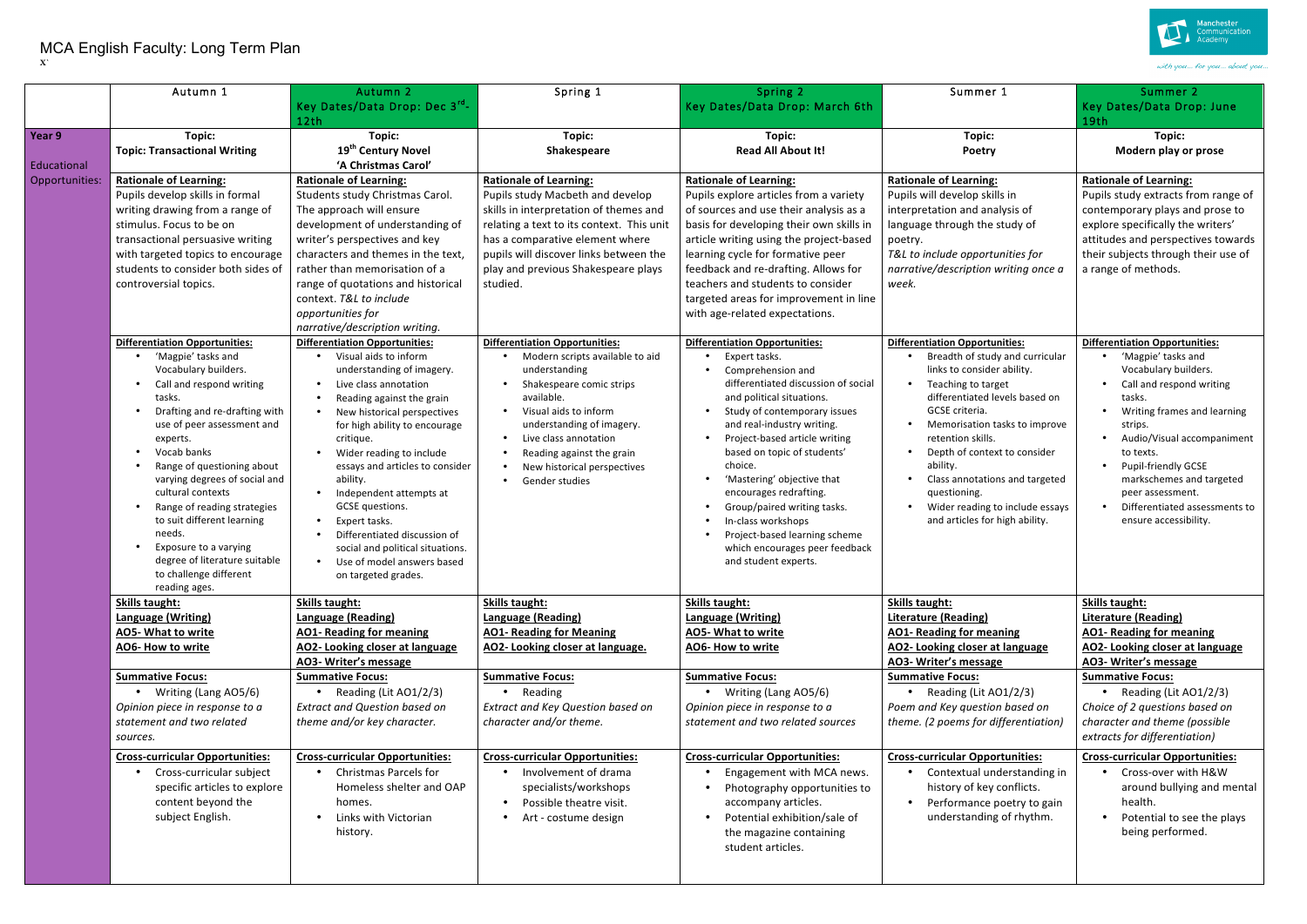# MCA English Faculty: Long Term Plan

x`

| | Autumn 1 | Autumn 2<br>Key Dates/Data Drop: Dec 3rd-12th | Spring 1 | Spring 2<br>Key Dates/Data Drop: March 6th | Summer 1 | Summer 2<br>Key Dates/Data Drop: June 19th |
|---|---|---|---|---|---|---|
| **Year 9**<br><br>Educational Opportunities: | **Topic:**<br>**Topic: Transactional Writing** | **Topic:**<br>**19th Century Novel**<br>**'A Christmas Carol'** | **Topic:**<br>**Shakespeare** | **Topic:**<br>**Read All About It!** | **Topic:**<br>**Poetry** | **Topic:**<br>**Modern play or prose** |
| | **Rationale of Learning:**<br>Pupils develop skills in formal writing drawing from a range of stimulus. Focus to be on transactional persuasive writing with targeted topics to encourage students to consider both sides of controversial topics. | **Rationale of Learning:**<br>Students study Christmas Carol. The approach will ensure development of understanding of writer's perspectives and key characters and themes in the text, rather than memorisation of a range of quotations and historical context. *T&L to include opportunities for narrative/description writing.* | **Rationale of Learning:**<br>Pupils study Macbeth and develop skills in interpretation of themes and relating a text to its context. This unit has a comparative element where pupils will discover links between the play and previous Shakespeare plays studied. | **Rationale of Learning:**<br>Pupils explore articles from a variety of sources and use their analysis as a basis for developing their own skills in article writing using the project-based learning cycle for formative peer feedback and re-drafting. Allows for teachers and students to consider targeted areas for improvement in line with age-related expectations. | **Rationale of Learning:**<br>Pupils will develop skills in interpretation and analysis of language through the study of poetry.<br>*T&L to include opportunities for narrative/description writing once a week.* | **Rationale of Learning:**<br>Pupils study extracts from range of contemporary plays and prose to explore specifically the writers' attitudes and perspectives towards their subjects through their use of a range of methods. |
| | **Differentiation Opportunities:**<br>• 'Magpie' tasks and Vocabulary builders.<br>• Call and respond writing tasks.<br>• Drafting and re-drafting with use of peer assessment and experts.<br>• Vocab banks<br>• Range of questioning about varying degrees of social and cultural contexts<br>• Range of reading strategies to suit different learning needs.<br>• Exposure to a varying degree of literature suitable to challenge different reading ages. | **Differentiation Opportunities:**<br>• Visual aids to inform understanding of imagery.<br>• Live class annotation<br>• Reading against the grain<br>• New historical perspectives for high ability to encourage critique.<br>• Wider reading to include essays and articles to consider ability.<br>• Independent attempts at GCSE questions.<br>• Expert tasks.<br>• Differentiated discussion of social and political situations.<br>• Use of model answers based on targeted grades. | **Differentiation Opportunities:**<br>• Modern scripts available to aid understanding<br>• Shakespeare comic strips available.<br>• Visual aids to inform understanding of imagery.<br>• Live class annotation<br>• Reading against the grain<br>• New historical perspectives<br>• Gender studies | **Differentiation Opportunities:**<br>• Expert tasks.<br>• Comprehension and differentiated discussion of social and political situations.<br>• Study of contemporary issues and real-industry writing.<br>• Project-based article writing based on topic of students' choice.<br>• 'Mastering' objective that encourages redrafting.<br>• Group/paired writing tasks.<br>• In-class workshops<br>• Project-based learning scheme which encourages peer feedback and student experts. | **Differentiation Opportunities:**<br>• Breadth of study and curricular links to consider ability.<br>• Teaching to target differentiated levels based on GCSE criteria.<br>• Memorisation tasks to improve retention skills.<br>• Depth of context to consider ability.<br>• Class annotations and targeted questioning.<br>• Wider reading to include essays and articles for high ability. | **Differentiation Opportunities:**<br>• 'Magpie' tasks and Vocabulary builders.<br>• Call and respond writing tasks.<br>• Writing frames and learning strips.<br>• Audio/Visual accompaniment to texts.<br>• Pupil-friendly GCSE markschemes and targeted peer assessment.<br>• Differentiated assessments to ensure accessibility. |
| | **Skills taught:**<br>**Language (Writing)**<br>**AO5- What to write**<br>**AO6- How to write** | **Skills taught:**<br>**Language (Reading)**<br>**AO1- Reading for meaning**<br>**AO2- Looking closer at language**<br>**AO3- Writer's message** | **Skills taught:**<br>**Language (Reading)**<br>**AO1- Reading for Meaning**<br>**AO2- Looking closer at language.** | **Skills taught:**<br>**Language (Writing)**<br>**AO5- What to write**<br>**AO6- How to write** | **Skills taught:**<br>**Literature (Reading)**<br>**AO1- Reading for meaning**<br>**AO2- Looking closer at language**<br>**AO3- Writer's message** | **Skills taught:**<br>**Literature (Reading)**<br>**AO1- Reading for meaning**<br>**AO2- Looking closer at language**<br>**AO3- Writer's message** |
| | **Summative Focus:**<br>• Writing (Lang AO5/6)<br>*Opinion piece in response to a statement and two related sources.* | **Summative Focus:**<br>• Reading (Lit AO1/2/3)<br>*Extract and Question based on theme and/or key character.* | **Summative Focus:**<br>• Reading<br>*Extract and Key Question based on character and/or theme.* | **Summative Focus:**<br>• Writing (Lang AO5/6)<br>*Opinion piece in response to a statement and two related sources* | **Summative Focus:**<br>• Reading (Lit AO1/2/3)<br>*Poem and Key question based on theme. (2 poems for differentiation)* | **Summative Focus:**<br>• Reading (Lit AO1/2/3)<br>*Choice of 2 questions based on character and theme (possible extracts for differentiation)* |
| | **Cross-curricular Opportunities:**<br>• Cross-curricular subject specific articles to explore content beyond the subject English. | **Cross-curricular Opportunities:**<br>• Christmas Parcels for Homeless shelter and OAP homes.<br>• Links with Victorian history. | **Cross-curricular Opportunities:**<br>• Involvement of drama specialists/workshops<br>• Possible theatre visit.<br>• Art - costume design | **Cross-curricular Opportunities:**<br>• Engagement with MCA news.<br>• Photography opportunities to accompany articles.<br>• Potential exhibition/sale of the magazine containing student articles. | **Cross-curricular Opportunities:**<br>• Contextual understanding in history of key conflicts.<br>• Performance poetry to gain understanding of rhythm. | **Cross-curricular Opportunities:**<br>• Cross-over with H&W around bullying and mental health.<br>• Potential to see the plays being performed. |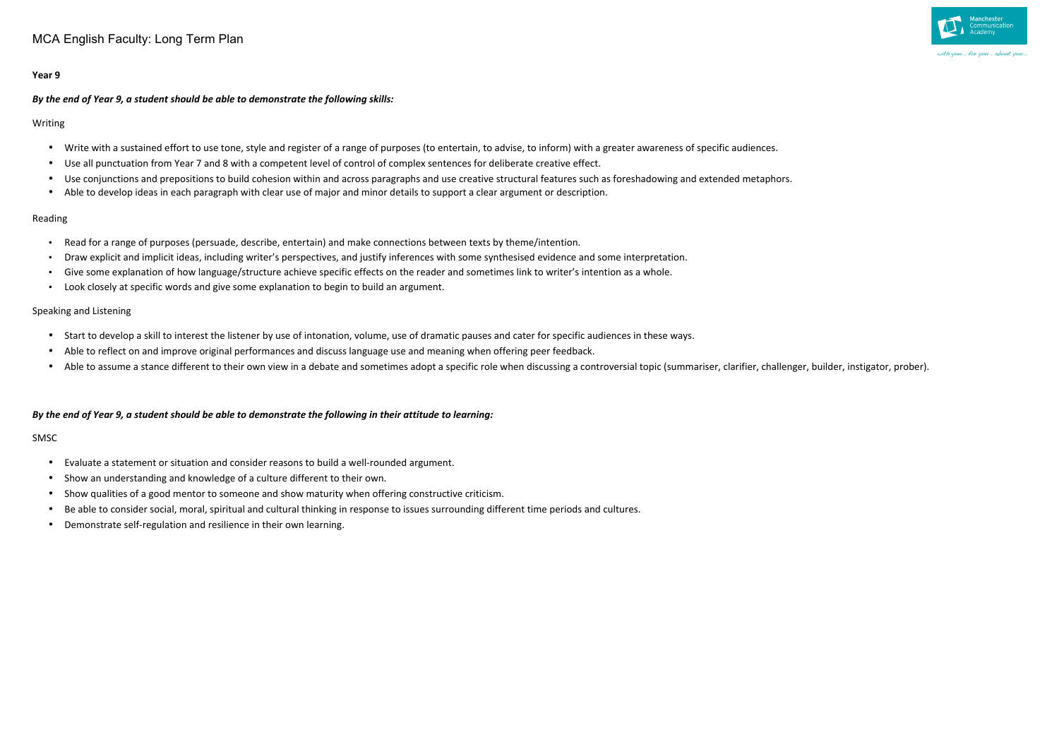# MCA English Faculty: Long Term Plan

**Year 9**

***By the end of Year 9, a student should be able to demonstrate the following skills:***

Writing

- Write with a sustained effort to use tone, style and register of a range of purposes (to entertain, to advise, to inform) with a greater awareness of specific audiences.
- Use all punctuation from Year 7 and 8 with a competent level of control of complex sentences for deliberate creative effect.
- Use conjunctions and prepositions to build cohesion within and across paragraphs and use creative structural features such as foreshadowing and extended metaphors.
- Able to develop ideas in each paragraph with clear use of major and minor details to support a clear argument or description.

Reading

- Read for a range of purposes (persuade, describe, entertain) and make connections between texts by theme/intention.
- Draw explicit and implicit ideas, including writer's perspectives, and justify inferences with some synthesised evidence and some interpretation.
- Give some explanation of how language/structure achieve specific effects on the reader and sometimes link to writer's intention as a whole.
- Look closely at specific words and give some explanation to begin to build an argument.

Speaking and Listening

- Start to develop a skill to interest the listener by use of intonation, volume, use of dramatic pauses and cater for specific audiences in these ways.
- Able to reflect on and improve original performances and discuss language use and meaning when offering peer feedback.
- Able to assume a stance different to their own view in a debate and sometimes adopt a specific role when discussing a controversial topic (summariser, clarifier, challenger, builder, instigator, prober).

***By the end of Year 9, a student should be able to demonstrate the following in their attitude to learning:***

SMSC

- Evaluate a statement or situation and consider reasons to build a well-rounded argument.
- Show an understanding and knowledge of a culture different to their own.
- Show qualities of a good mentor to someone and show maturity when offering constructive criticism.
- Be able to consider social, moral, spiritual and cultural thinking in response to issues surrounding different time periods and cultures.
- Demonstrate self-regulation and resilience in their own learning.